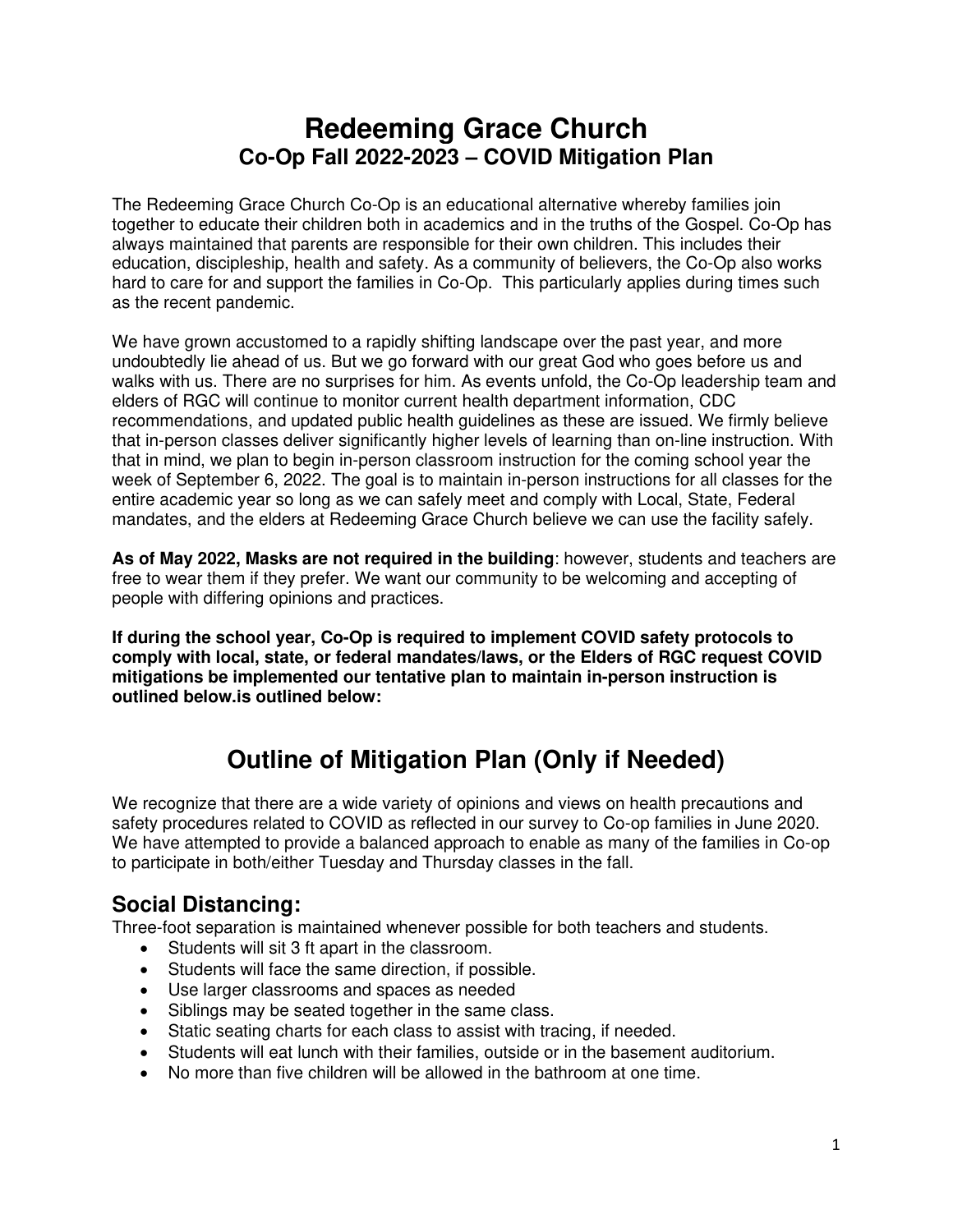# Redeeming Grace Church
## Co-Op Fall 2022-2023 – COVID Mitigation Plan

The Redeeming Grace Church Co-Op is an educational alternative whereby families join together to educate their children both in academics and in the truths of the Gospel. Co-Op has always maintained that parents are responsible for their own children. This includes their education, discipleship, health and safety. As a community of believers, the Co-Op also works hard to care for and support the families in Co-Op. This particularly applies during times such as the recent pandemic.

We have grown accustomed to a rapidly shifting landscape over the past year, and more undoubtedly lie ahead of us. But we go forward with our great God who goes before us and walks with us. There are no surprises for him. As events unfold, the Co-Op leadership team and elders of RGC will continue to monitor current health department information, CDC recommendations, and updated public health guidelines as these are issued. We firmly believe that in-person classes deliver significantly higher levels of learning than on-line instruction. With that in mind, we plan to begin in-person classroom instruction for the coming school year the week of September 6, 2022. The goal is to maintain in-person instructions for all classes for the entire academic year so long as we can safely meet and comply with Local, State, Federal mandates, and the elders at Redeeming Grace Church believe we can use the facility safely.

**As of May 2022, Masks are not required in the building**: however, students and teachers are free to wear them if they prefer. We want our community to be welcoming and accepting of people with differing opinions and practices.

**If during the school year, Co-Op is required to implement COVID safety protocols to comply with local, state, or federal mandates/laws, or the Elders of RGC request COVID mitigations be implemented our tentative plan to maintain in-person instruction is outlined below.is outlined below:**

# Outline of Mitigation Plan (Only if Needed)

We recognize that there are a wide variety of opinions and views on health precautions and safety procedures related to COVID as reflected in our survey to Co-op families in June 2020. We have attempted to provide a balanced approach to enable as many of the families in Co-op to participate in both/either Tuesday and Thursday classes in the fall.

## Social Distancing:

Three-foot separation is maintained whenever possible for both teachers and students.

- Students will sit 3 ft apart in the classroom.
- Students will face the same direction, if possible.
- Use larger classrooms and spaces as needed
- Siblings may be seated together in the same class.
- Static seating charts for each class to assist with tracing, if needed.
- Students will eat lunch with their families, outside or in the basement auditorium.
- No more than five children will be allowed in the bathroom at one time.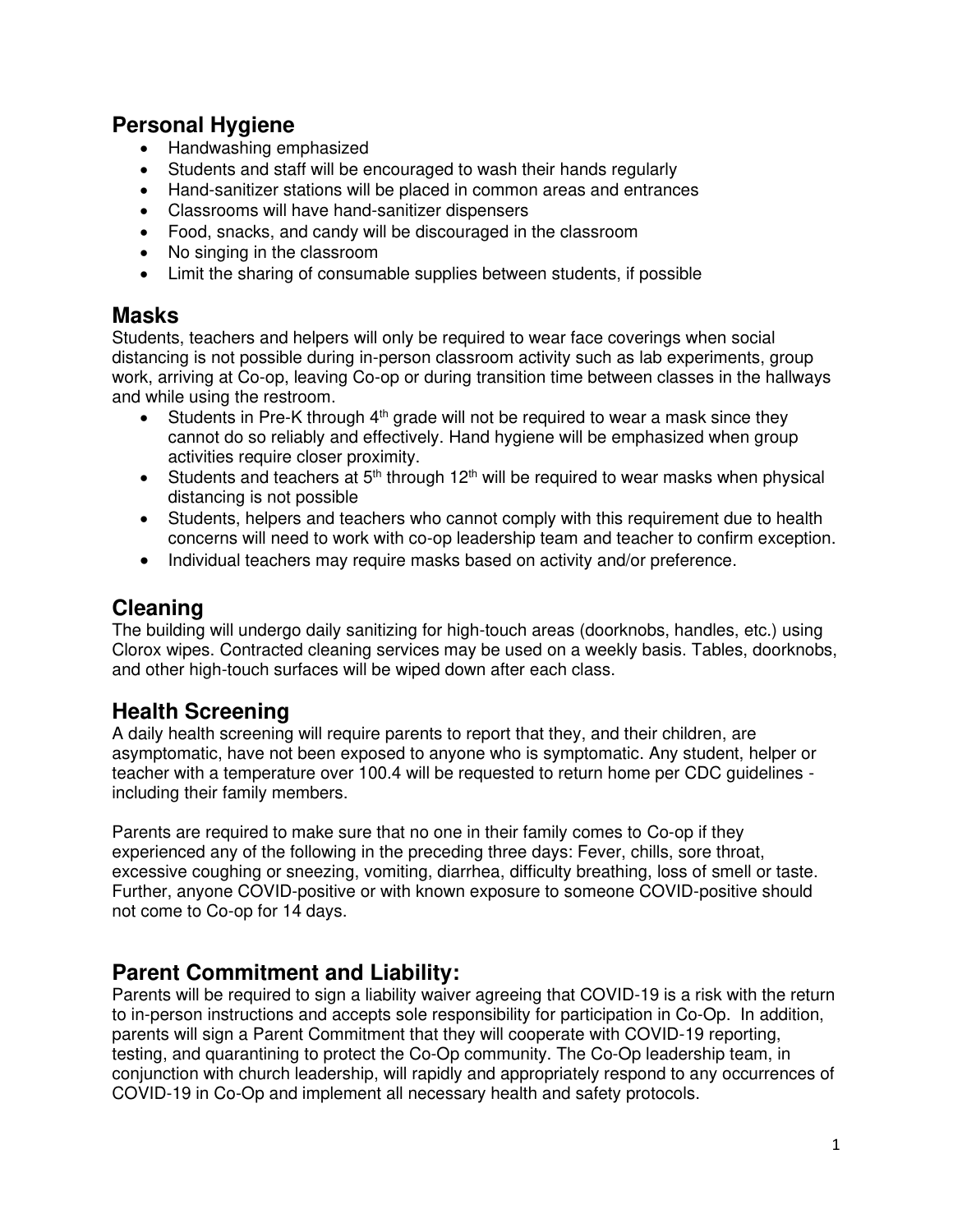## Personal Hygiene

- Handwashing emphasized
- Students and staff will be encouraged to wash their hands regularly
- Hand-sanitizer stations will be placed in common areas and entrances
- Classrooms will have hand-sanitizer dispensers
- Food, snacks, and candy will be discouraged in the classroom
- No singing in the classroom
- Limit the sharing of consumable supplies between students, if possible

## Masks

Students, teachers and helpers will only be required to wear face coverings when social distancing is not possible during in-person classroom activity such as lab experiments, group work, arriving at Co-op, leaving Co-op or during transition time between classes in the hallways and while using the restroom.

- Students in Pre-K through 4th grade will not be required to wear a mask since they cannot do so reliably and effectively. Hand hygiene will be emphasized when group activities require closer proximity.
- Students and teachers at 5th through 12th will be required to wear masks when physical distancing is not possible
- Students, helpers and teachers who cannot comply with this requirement due to health concerns will need to work with co-op leadership team and teacher to confirm exception.
- Individual teachers may require masks based on activity and/or preference.

## Cleaning

The building will undergo daily sanitizing for high-touch areas (doorknobs, handles, etc.) using Clorox wipes. Contracted cleaning services may be used on a weekly basis. Tables, doorknobs, and other high-touch surfaces will be wiped down after each class.

## Health Screening

A daily health screening will require parents to report that they, and their children, are asymptomatic, have not been exposed to anyone who is symptomatic. Any student, helper or teacher with a temperature over 100.4 will be requested to return home per CDC guidelines - including their family members.

Parents are required to make sure that no one in their family comes to Co-op if they experienced any of the following in the preceding three days: Fever, chills, sore throat, excessive coughing or sneezing, vomiting, diarrhea, difficulty breathing, loss of smell or taste. Further, anyone COVID-positive or with known exposure to someone COVID-positive should not come to Co-op for 14 days.

## Parent Commitment and Liability:

Parents will be required to sign a liability waiver agreeing that COVID-19 is a risk with the return to in-person instructions and accepts sole responsibility for participation in Co-Op. In addition, parents will sign a Parent Commitment that they will cooperate with COVID-19 reporting, testing, and quarantining to protect the Co-Op community. The Co-Op leadership team, in conjunction with church leadership, will rapidly and appropriately respond to any occurrences of COVID-19 in Co-Op and implement all necessary health and safety protocols.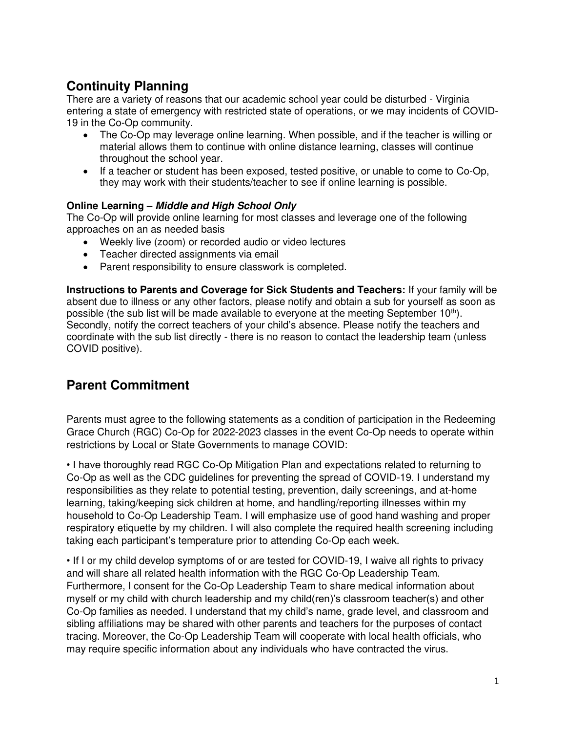## Continuity Planning

There are a variety of reasons that our academic school year could be disturbed - Virginia entering a state of emergency with restricted state of operations, or we may incidents of COVID-19 in the Co-Op community.

- The Co-Op may leverage online learning. When possible, and if the teacher is willing or material allows them to continue with online distance learning, classes will continue throughout the school year.
- If a teacher or student has been exposed, tested positive, or unable to come to Co-Op, they may work with their students/teacher to see if online learning is possible.

**Online Learning – *Middle and High School Only***

The Co-Op will provide online learning for most classes and leverage one of the following approaches on an as needed basis

- Weekly live (zoom) or recorded audio or video lectures
- Teacher directed assignments via email
- Parent responsibility to ensure classwork is completed.

**Instructions to Parents and Coverage for Sick Students and Teachers:** If your family will be absent due to illness or any other factors, please notify and obtain a sub for yourself as soon as possible (the sub list will be made available to everyone at the meeting September 10th). Secondly, notify the correct teachers of your child's absence. Please notify the teachers and coordinate with the sub list directly - there is no reason to contact the leadership team (unless COVID positive).

## Parent Commitment

Parents must agree to the following statements as a condition of participation in the Redeeming Grace Church (RGC) Co-Op for 2022-2023 classes in the event Co-Op needs to operate within restrictions by Local or State Governments to manage COVID:

• I have thoroughly read RGC Co-Op Mitigation Plan and expectations related to returning to Co-Op as well as the CDC guidelines for preventing the spread of COVID-19. I understand my responsibilities as they relate to potential testing, prevention, daily screenings, and at-home learning, taking/keeping sick children at home, and handling/reporting illnesses within my household to Co-Op Leadership Team. I will emphasize use of good hand washing and proper respiratory etiquette by my children. I will also complete the required health screening including taking each participant's temperature prior to attending Co-Op each week.

• If I or my child develop symptoms of or are tested for COVID-19, I waive all rights to privacy and will share all related health information with the RGC Co-Op Leadership Team. Furthermore, I consent for the Co-Op Leadership Team to share medical information about myself or my child with church leadership and my child(ren)'s classroom teacher(s) and other Co-Op families as needed. I understand that my child's name, grade level, and classroom and sibling affiliations may be shared with other parents and teachers for the purposes of contact tracing. Moreover, the Co-Op Leadership Team will cooperate with local health officials, who may require specific information about any individuals who have contracted the virus.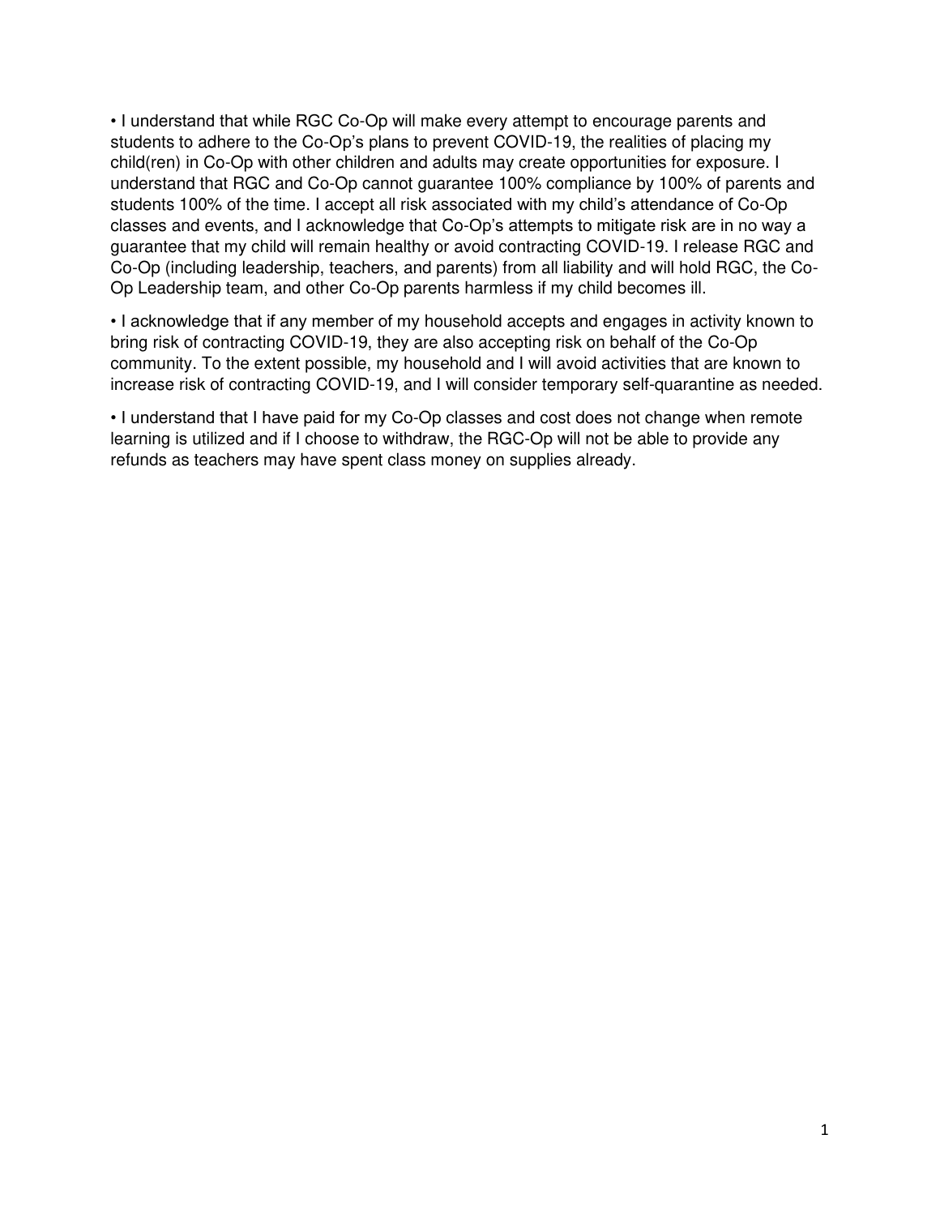- I understand that while RGC Co-Op will make every attempt to encourage parents and students to adhere to the Co-Op's plans to prevent COVID-19, the realities of placing my child(ren) in Co-Op with other children and adults may create opportunities for exposure. I understand that RGC and Co-Op cannot guarantee 100% compliance by 100% of parents and students 100% of the time. I accept all risk associated with my child's attendance of Co-Op classes and events, and I acknowledge that Co-Op's attempts to mitigate risk are in no way a guarantee that my child will remain healthy or avoid contracting COVID-19. I release RGC and Co-Op (including leadership, teachers, and parents) from all liability and will hold RGC, the Co-Op Leadership team, and other Co-Op parents harmless if my child becomes ill.

- I acknowledge that if any member of my household accepts and engages in activity known to bring risk of contracting COVID-19, they are also accepting risk on behalf of the Co-Op community. To the extent possible, my household and I will avoid activities that are known to increase risk of contracting COVID-19, and I will consider temporary self-quarantine as needed.

- I understand that I have paid for my Co-Op classes and cost does not change when remote learning is utilized and if I choose to withdraw, the RGC-Op will not be able to provide any refunds as teachers may have spent class money on supplies already.